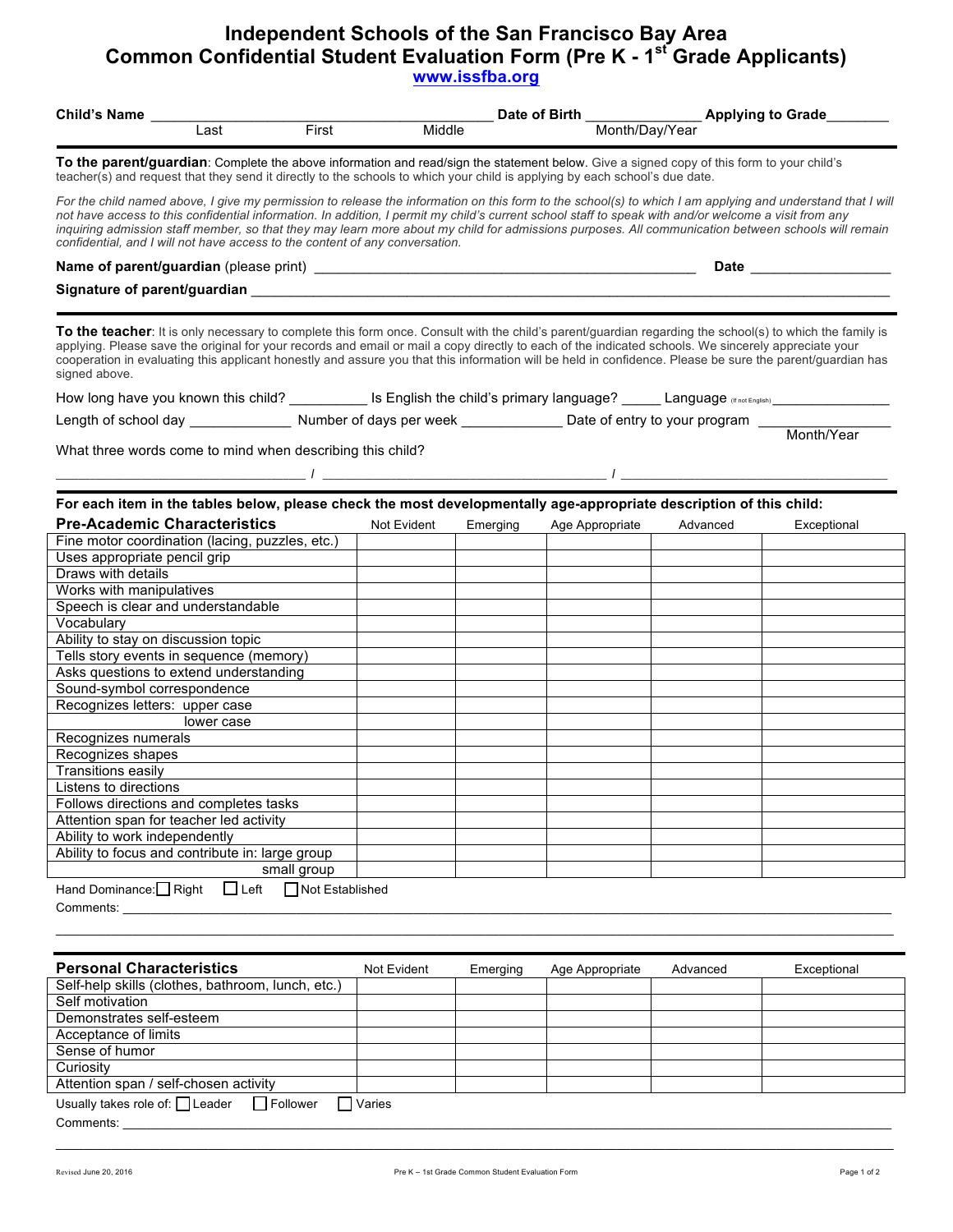# Independent Schools of the San Francisco Bay Area
## Common Confidential Student Evaluation Form (Pre K - 1st Grade Applicants)

www.issfba.org

**Child's Name** _______________________________________ **Date of Birth** ______________ **Applying to Grade**________
Last First Middle Month/Day/Year

**To the parent/guardian**: Complete the above information and read/sign the statement below. Give a signed copy of this form to your child's teacher(s) and request that they send it directly to the schools to which your child is applying by each school's due date.

*For the child named above, I give my permission to release the information on this form to the school(s) to which I am applying and understand that I will not have access to this confidential information. In addition, I permit my child's current school staff to speak with and/or welcome a visit from any inquiring admission staff member, so that they may learn more about my child for admissions purposes. All communication between schools will remain confidential, and I will not have access to the content of any conversation.*

**Name of parent/guardian** (please print) _______________________________________________ **Date** __________________

**Signature of parent/guardian** _______________________________________________________________________________

**To the teacher**: It is only necessary to complete this form once. Consult with the child's parent/guardian regarding the school(s) to which the family is applying. Please save the original for your records and email or mail a copy directly to each of the indicated schools. We sincerely appreciate your cooperation in evaluating this applicant honestly and assure you that this information will be held in confidence. Please be sure the parent/guardian has signed above.

How long have you known this child? __________ Is English the child's primary language? _____ Language (If not English) _______________

Length of school day _____________ Number of days per week _____________ Date of entry to your program ________________
Month/Year

What three words come to mind when describing this child?

________________________________ / ____________________________________ / ____________________________________

**For each item in the tables below, please check the most developmentally age-appropriate description of this child:**

| Pre-Academic Characteristics | Not Evident | Emerging | Age Appropriate | Advanced | Exceptional |
|---|---|---|---|---|---|
| Fine motor coordination (lacing, puzzles, etc.) | | | | | |
| Uses appropriate pencil grip | | | | | |
| Draws with details | | | | | |
| Works with manipulatives | | | | | |
| Speech is clear and understandable | | | | | |
| Vocabulary | | | | | |
| Ability to stay on discussion topic | | | | | |
| Tells story events in sequence (memory) | | | | | |
| Asks questions to extend understanding | | | | | |
| Sound-symbol correspondence | | | | | |
| Recognizes letters: upper case | | | | | |
| lower case | | | | | |
| Recognizes numerals | | | | | |
| Recognizes shapes | | | | | |
| Transitions easily | | | | | |
| Listens to directions | | | | | |
| Follows directions and completes tasks | | | | | |
| Attention span for teacher led activity | | | | | |
| Ability to work independently | | | | | |
| Ability to focus and contribute in: large group | | | | | |
| small group | | | | | |

Hand Dominance: ☐ Right ☐ Left ☐ Not Established

Comments: ______________________________________________________________________________________________

| Personal Characteristics | Not Evident | Emerging | Age Appropriate | Advanced | Exceptional |
|---|---|---|---|---|---|
| Self-help skills (clothes, bathroom, lunch, etc.) | | | | | |
| Self motivation | | | | | |
| Demonstrates self-esteem | | | | | |
| Acceptance of limits | | | | | |
| Sense of humor | | | | | |
| Curiosity | | | | | |
| Attention span / self-chosen activity | | | | | |

Usually takes role of: ☐ Leader ☐ Follower ☐ Varies

Comments: ______________________________________________________________________________________________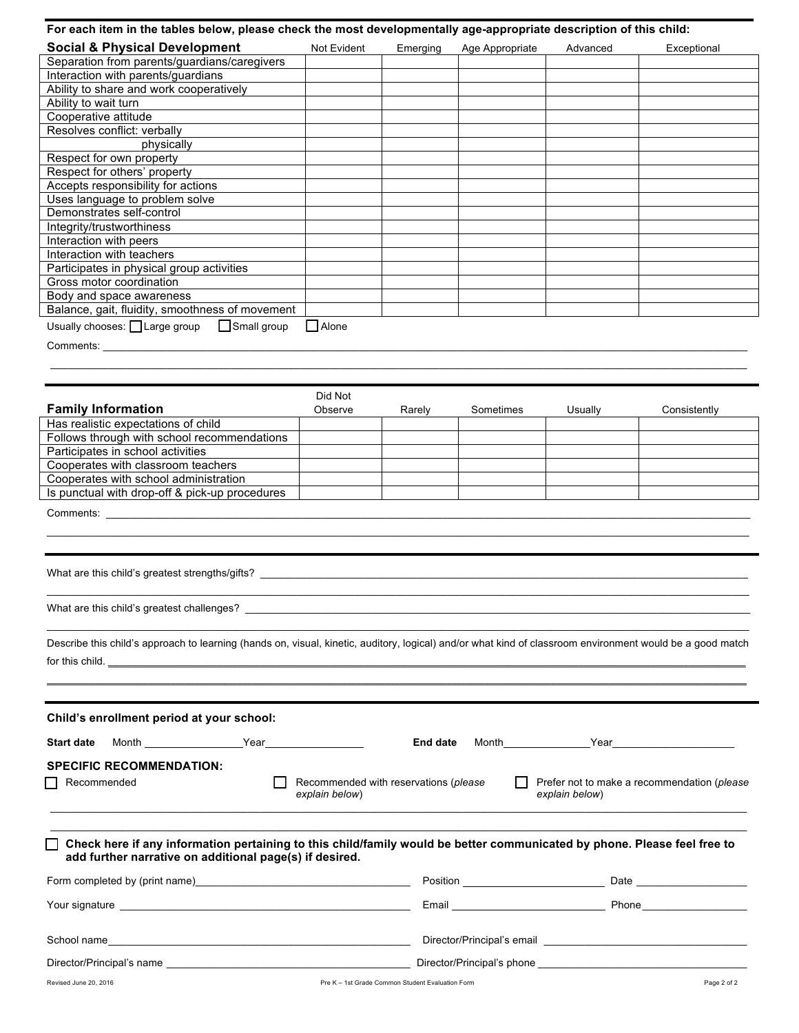**For each item in the tables below, please check the most developmentally age-appropriate description of this child:**

| **Social & Physical Development** | Not Evident | Emerging | Age Appropriate | Advanced | Exceptional |
|---|---|---|---|---|---|
| Separation from parents/guardians/caregivers | | | | | |
| Interaction with parents/guardians | | | | | |
| Ability to share and work cooperatively | | | | | |
| Ability to wait turn | | | | | |
| Cooperative attitude | | | | | |
| Resolves conflict: verbally | | | | | |
| physically | | | | | |
| Respect for own property | | | | | |
| Respect for others' property | | | | | |
| Accepts responsibility for actions | | | | | |
| Uses language to problem solve | | | | | |
| Demonstrates self-control | | | | | |
| Integrity/trustworthiness | | | | | |
| Interaction with peers | | | | | |
| Interaction with teachers | | | | | |
| Participates in physical group activities | | | | | |
| Gross motor coordination | | | | | |
| Body and space awareness | | | | | |
| Balance, gait, fluidity, smoothness of movement | | | | | |

Usually chooses: ☐ Large group ☐ Small group ☐ Alone

Comments: ______________________________________________

______________________________________________

| **Family Information** | Did Not Observe | Rarely | Sometimes | Usually | Consistently |
|---|---|---|---|---|---|
| Has realistic expectations of child | | | | | |
| Follows through with school recommendations | | | | | |
| Participates in school activities | | | | | |
| Cooperates with classroom teachers | | | | | |
| Cooperates with school administration | | | | | |
| Is punctual with drop-off & pick-up procedures | | | | | |

Comments: ______________________________________________

______________________________________________

What are this child's greatest strengths/gifts? ______________________________________________

______________________________________________

What are this child's greatest challenges? ______________________________________________

______________________________________________

Describe this child's approach to learning (hands on, visual, kinetic, auditory, logical) and/or what kind of classroom environment would be a good match for this child. ______________________________________________

______________________________________________

**Child's enrollment period at your school:**

**Start date** Month ________________ Year ________________ **End date** Month ________________ Year ________________

**SPECIFIC RECOMMENDATION:**

☐ Recommended ☐ Recommended with reservations (*please explain below*) ☐ Prefer not to make a recommendation (*please explain below*)

______________________________________________

______________________________________________

☐ **Check here if any information pertaining to this child/family would be better communicated by phone. Please feel free to add further narrative on additional page(s) if desired.**

Form completed by (print name) ________________ Position ________________ Date ________________

Your signature ________________ Email ________________ Phone ________________

School name ________________ Director/Principal's email ________________

Director/Principal's name ________________ Director/Principal's phone ________________